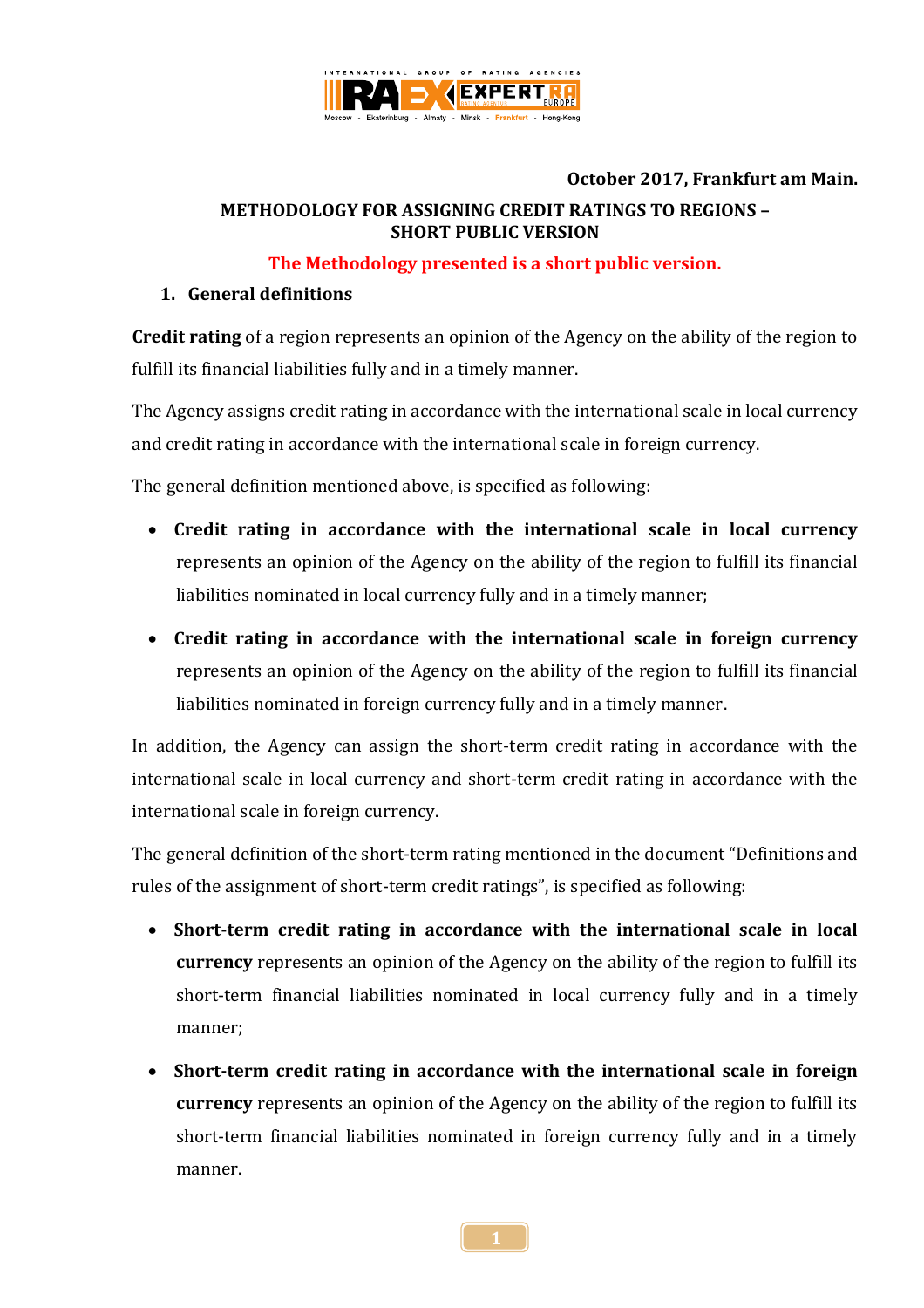October 2017, Frankfurt am Main.

# METHODOLOGY FOR ASSIGNING CREDIT RATINGS TO REGIONS – SHORT PUBLIC VERSION

**The Methodology presented is a short public version.**

## 1. General definitions

**Credit rating** of a region represents an opinion of the Agency on the ability of the region to fulfill its financial liabilities fully and in a timely manner.

The Agency assigns credit rating in accordance with the international scale in local currency and credit rating in accordance with the international scale in foreign currency.

The general definition mentioned above, is specified as following:

- **Credit rating in accordance with the international scale in local currency** represents an opinion of the Agency on the ability of the region to fulfill its financial liabilities nominated in local currency fully and in a timely manner;
- **Credit rating in accordance with the international scale in foreign currency** represents an opinion of the Agency on the ability of the region to fulfill its financial liabilities nominated in foreign currency fully and in a timely manner.

In addition, the Agency can assign the short-term credit rating in accordance with the international scale in local currency and short-term credit rating in accordance with the international scale in foreign currency.

The general definition of the short-term rating mentioned in the document "Definitions and rules of the assignment of short-term credit ratings", is specified as following:

- **Short-term credit rating in accordance with the international scale in local currency** represents an opinion of the Agency on the ability of the region to fulfill its short-term financial liabilities nominated in local currency fully and in a timely manner;
- **Short-term credit rating in accordance with the international scale in foreign currency** represents an opinion of the Agency on the ability of the region to fulfill its short-term financial liabilities nominated in foreign currency fully and in a timely manner.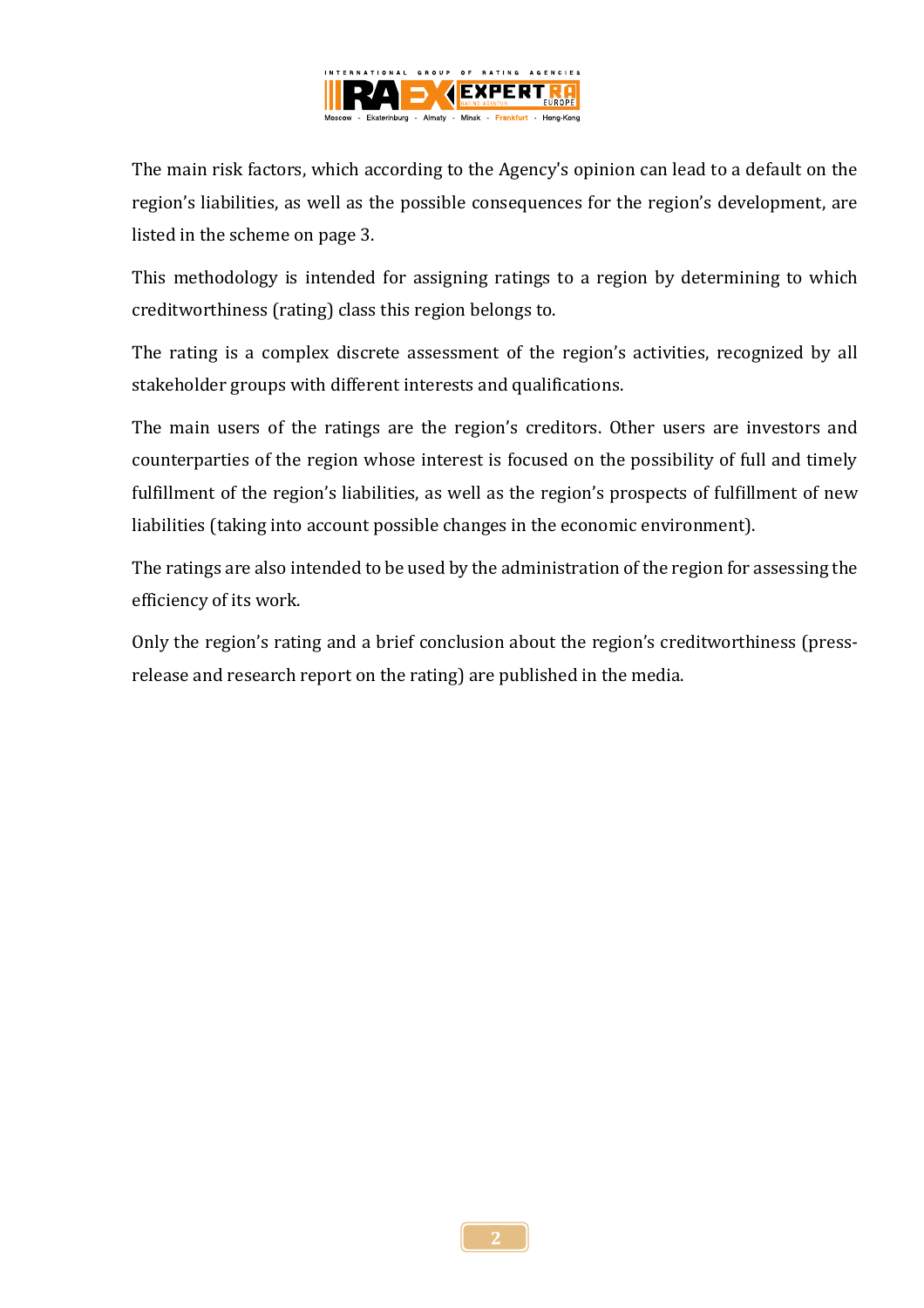The main risk factors, which according to the Agency's opinion can lead to a default on the region's liabilities, as well as the possible consequences for the region's development, are listed in the scheme on page 3.

This methodology is intended for assigning ratings to a region by determining to which creditworthiness (rating) class this region belongs to.

The rating is a complex discrete assessment of the region's activities, recognized by all stakeholder groups with different interests and qualifications.

The main users of the ratings are the region's creditors. Other users are investors and counterparties of the region whose interest is focused on the possibility of full and timely fulfillment of the region's liabilities, as well as the region's prospects of fulfillment of new liabilities (taking into account possible changes in the economic environment).

The ratings are also intended to be used by the administration of the region for assessing the efficiency of its work.

Only the region's rating and a brief conclusion about the region's creditworthiness (press-release and research report on the rating) are published in the media.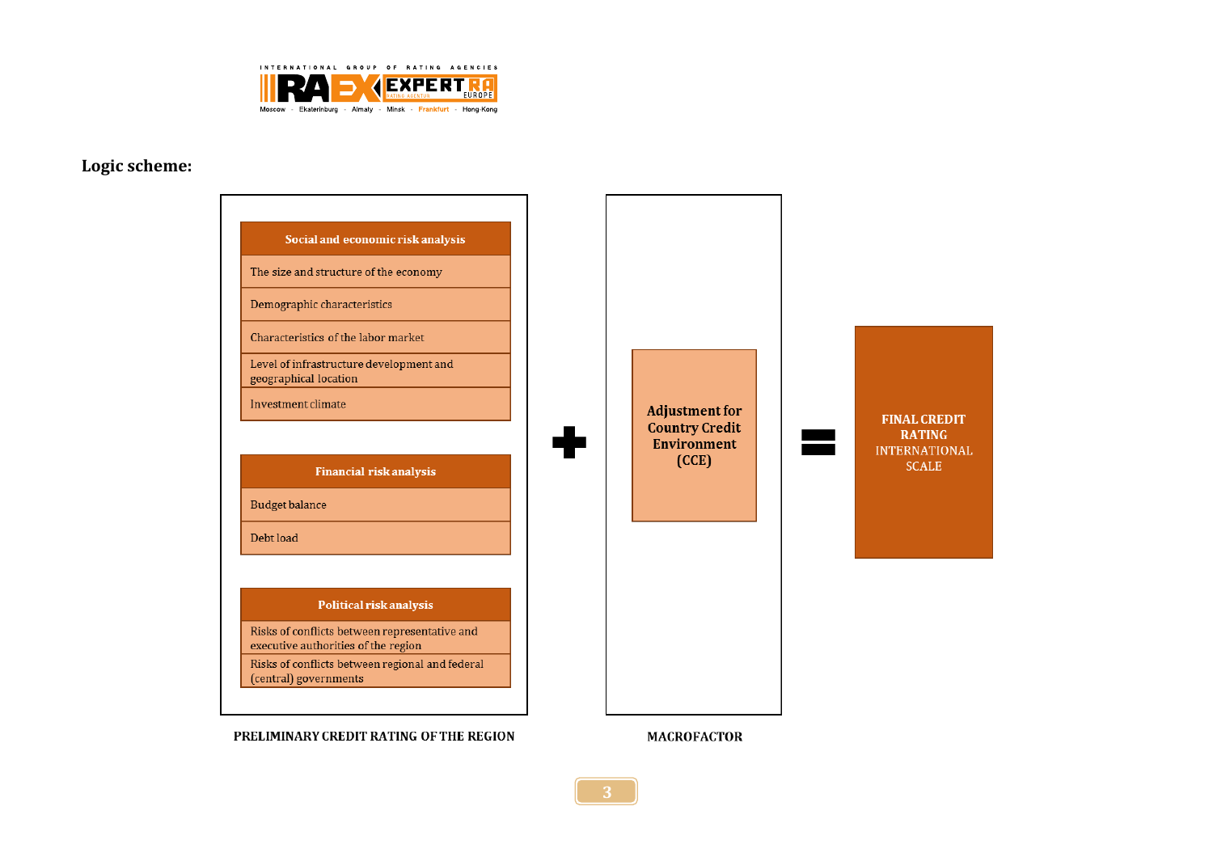**Logic scheme:**

**PRELIMINARY CREDIT RATING OF THE REGION**

| Social and economic risk analysis |
|---|
| The size and structure of the economy |
| Demographic characteristics |
| Characteristics of the labor market |
| Level of infrastructure development and geographical location |
| Investment climate |

| Financial risk analysis |
|---|
| Budget balance |
| Debt load |

| Political risk analysis |
|---|
| Risks of conflicts between representative and executive authorities of the region |
| Risks of conflicts between regional and federal (central) governments |

**+**

**MACROFACTOR**

**Adjustment for Country Credit Environment (CCE)**

**=**

**FINAL CREDIT RATING** INTERNATIONAL SCALE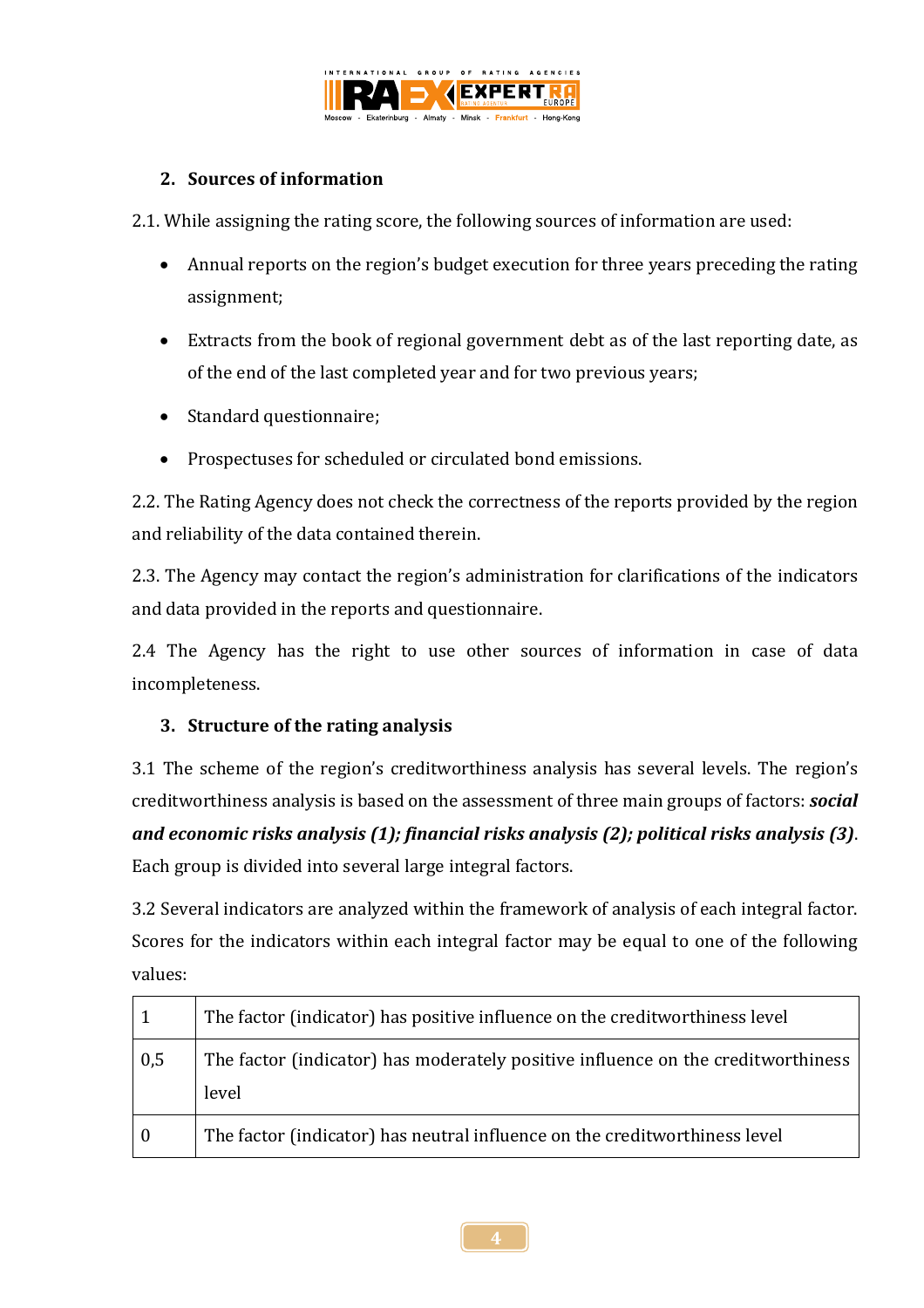## 2. Sources of information

2.1. While assigning the rating score, the following sources of information are used:

- Annual reports on the region's budget execution for three years preceding the rating assignment;
- Extracts from the book of regional government debt as of the last reporting date, as of the end of the last completed year and for two previous years;
- Standard questionnaire;
- Prospectuses for scheduled or circulated bond emissions.

2.2. The Rating Agency does not check the correctness of the reports provided by the region and reliability of the data contained therein.

2.3. The Agency may contact the region's administration for clarifications of the indicators and data provided in the reports and questionnaire.

2.4 The Agency has the right to use other sources of information in case of data incompleteness.

## 3. Structure of the rating analysis

3.1 The scheme of the region's creditworthiness analysis has several levels. The region's creditworthiness analysis is based on the assessment of three main groups of factors: ***social and economic risks analysis (1); financial risks analysis (2); political risks analysis (3)***. Each group is divided into several large integral factors.

3.2 Several indicators are analyzed within the framework of analysis of each integral factor. Scores for the indicators within each integral factor may be equal to one of the following values:

| | |
|---|---|
| 1 | The factor (indicator) has positive influence on the creditworthiness level |
| 0,5 | The factor (indicator) has moderately positive influence on the creditworthiness level |
| 0 | The factor (indicator) has neutral influence on the creditworthiness level |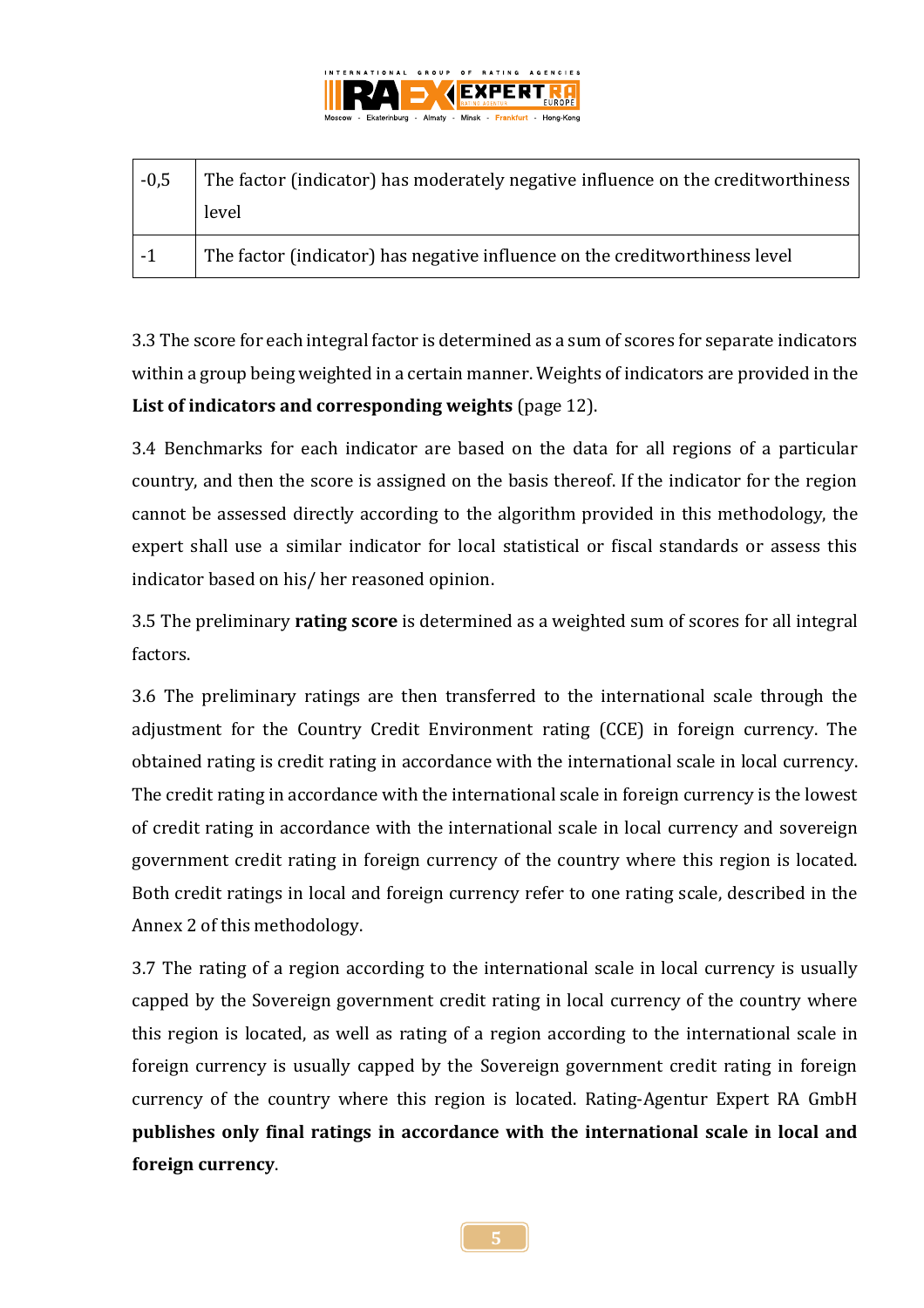| | |
|---|---|
| -0,5 | The factor (indicator) has moderately negative influence on the creditworthiness level |
| -1 | The factor (indicator) has negative influence on the creditworthiness level |

3.3 The score for each integral factor is determined as a sum of scores for separate indicators within a group being weighted in a certain manner. Weights of indicators are provided in the **List of indicators and corresponding weights** (page 12).

3.4 Benchmarks for each indicator are based on the data for all regions of a particular country, and then the score is assigned on the basis thereof. If the indicator for the region cannot be assessed directly according to the algorithm provided in this methodology, the expert shall use a similar indicator for local statistical or fiscal standards or assess this indicator based on his/ her reasoned opinion.

3.5 The preliminary **rating score** is determined as a weighted sum of scores for all integral factors.

3.6 The preliminary ratings are then transferred to the international scale through the adjustment for the Country Credit Environment rating (CCE) in foreign currency. The obtained rating is credit rating in accordance with the international scale in local currency. The credit rating in accordance with the international scale in foreign currency is the lowest of credit rating in accordance with the international scale in local currency and sovereign government credit rating in foreign currency of the country where this region is located. Both credit ratings in local and foreign currency refer to one rating scale, described in the Annex 2 of this methodology.

3.7 The rating of a region according to the international scale in local currency is usually capped by the Sovereign government credit rating in local currency of the country where this region is located, as well as rating of a region according to the international scale in foreign currency is usually capped by the Sovereign government credit rating in foreign currency of the country where this region is located. Rating-Agentur Expert RA GmbH **publishes only final ratings in accordance with the international scale in local and foreign currency**.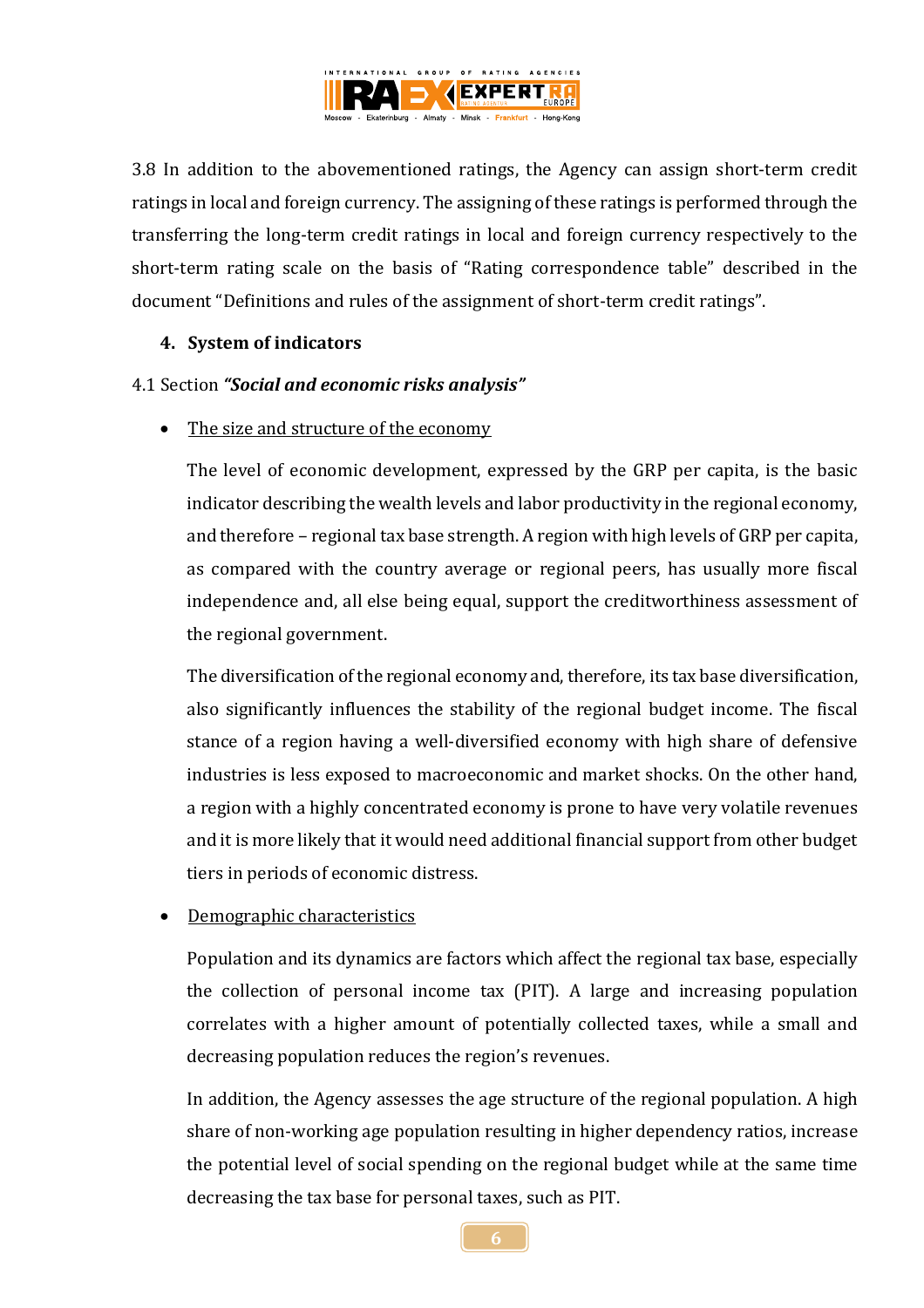3.8 In addition to the abovementioned ratings, the Agency can assign short-term credit ratings in local and foreign currency. The assigning of these ratings is performed through the transferring the long-term credit ratings in local and foreign currency respectively to the short-term rating scale on the basis of "Rating correspondence table" described in the document "Definitions and rules of the assignment of short-term credit ratings".

## 4. System of indicators

4.1 Section ***"Social and economic risks analysis"***

- The size and structure of the economy

  The level of economic development, expressed by the GRP per capita, is the basic indicator describing the wealth levels and labor productivity in the regional economy, and therefore – regional tax base strength. A region with high levels of GRP per capita, as compared with the country average or regional peers, has usually more fiscal independence and, all else being equal, support the creditworthiness assessment of the regional government.

  The diversification of the regional economy and, therefore, its tax base diversification, also significantly influences the stability of the regional budget income. The fiscal stance of a region having a well-diversified economy with high share of defensive industries is less exposed to macroeconomic and market shocks. On the other hand, a region with a highly concentrated economy is prone to have very volatile revenues and it is more likely that it would need additional financial support from other budget tiers in periods of economic distress.

- Demographic characteristics

  Population and its dynamics are factors which affect the regional tax base, especially the collection of personal income tax (PIT). A large and increasing population correlates with a higher amount of potentially collected taxes, while a small and decreasing population reduces the region's revenues.

  In addition, the Agency assesses the age structure of the regional population. A high share of non-working age population resulting in higher dependency ratios, increase the potential level of social spending on the regional budget while at the same time decreasing the tax base for personal taxes, such as PIT.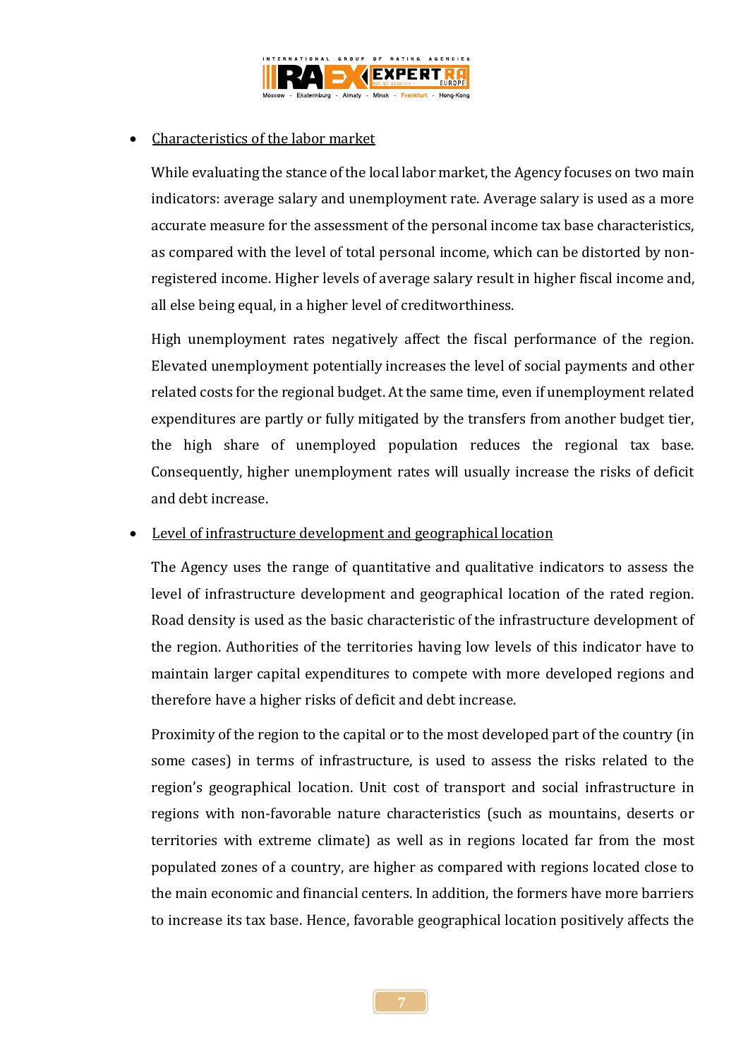- <u>Characteristics of the labor market</u>

  While evaluating the stance of the local labor market, the Agency focuses on two main indicators: average salary and unemployment rate. Average salary is used as a more accurate measure for the assessment of the personal income tax base characteristics, as compared with the level of total personal income, which can be distorted by non-registered income. Higher levels of average salary result in higher fiscal income and, all else being equal, in a higher level of creditworthiness.

  High unemployment rates negatively affect the fiscal performance of the region. Elevated unemployment potentially increases the level of social payments and other related costs for the regional budget. At the same time, even if unemployment related expenditures are partly or fully mitigated by the transfers from another budget tier, the high share of unemployed population reduces the regional tax base. Consequently, higher unemployment rates will usually increase the risks of deficit and debt increase.

- <u>Level of infrastructure development and geographical location</u>

  The Agency uses the range of quantitative and qualitative indicators to assess the level of infrastructure development and geographical location of the rated region. Road density is used as the basic characteristic of the infrastructure development of the region. Authorities of the territories having low levels of this indicator have to maintain larger capital expenditures to compete with more developed regions and therefore have a higher risks of deficit and debt increase.

  Proximity of the region to the capital or to the most developed part of the country (in some cases) in terms of infrastructure, is used to assess the risks related to the region's geographical location. Unit cost of transport and social infrastructure in regions with non-favorable nature characteristics (such as mountains, deserts or territories with extreme climate) as well as in regions located far from the most populated zones of a country, are higher as compared with regions located close to the main economic and financial centers. In addition, the formers have more barriers to increase its tax base. Hence, favorable geographical location positively affects the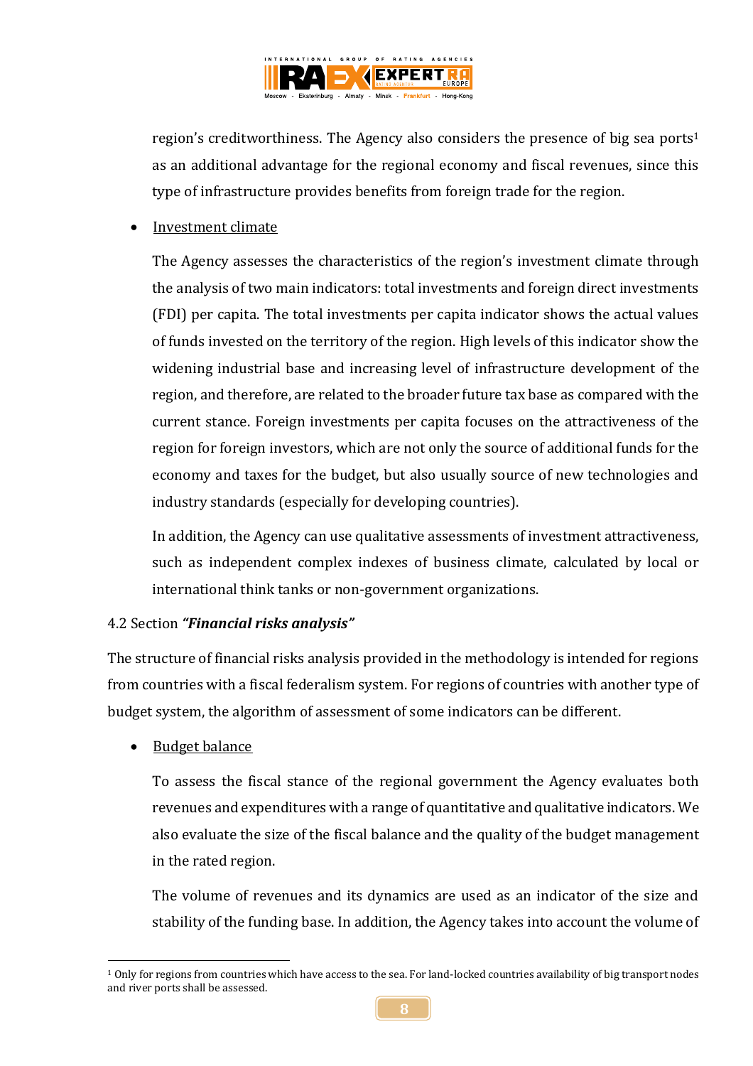region's creditworthiness. The Agency also considers the presence of big sea ports[1] as an additional advantage for the regional economy and fiscal revenues, since this type of infrastructure provides benefits from foreign trade for the region.

- Investment climate

  The Agency assesses the characteristics of the region's investment climate through the analysis of two main indicators: total investments and foreign direct investments (FDI) per capita. The total investments per capita indicator shows the actual values of funds invested on the territory of the region. High levels of this indicator show the widening industrial base and increasing level of infrastructure development of the region, and therefore, are related to the broader future tax base as compared with the current stance. Foreign investments per capita focuses on the attractiveness of the region for foreign investors, which are not only the source of additional funds for the economy and taxes for the budget, but also usually source of new technologies and industry standards (especially for developing countries).

  In addition, the Agency can use qualitative assessments of investment attractiveness, such as independent complex indexes of business climate, calculated by local or international think tanks or non-government organizations.

4.2 Section ***"Financial risks analysis"***

The structure of financial risks analysis provided in the methodology is intended for regions from countries with a fiscal federalism system. For regions of countries with another type of budget system, the algorithm of assessment of some indicators can be different.

- Budget balance

  To assess the fiscal stance of the regional government the Agency evaluates both revenues and expenditures with a range of quantitative and qualitative indicators. We also evaluate the size of the fiscal balance and the quality of the budget management in the rated region.

  The volume of revenues and its dynamics are used as an indicator of the size and stability of the funding base. In addition, the Agency takes into account the volume of

---

[1] Only for regions from countries which have access to the sea. For land-locked countries availability of big transport nodes and river ports shall be assessed.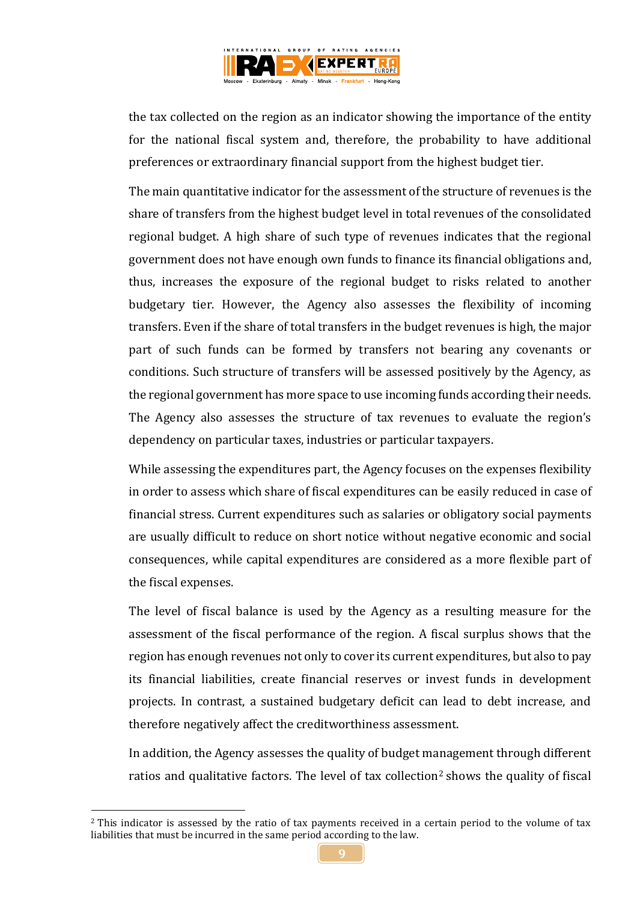the tax collected on the region as an indicator showing the importance of the entity for the national fiscal system and, therefore, the probability to have additional preferences or extraordinary financial support from the highest budget tier.

The main quantitative indicator for the assessment of the structure of revenues is the share of transfers from the highest budget level in total revenues of the consolidated regional budget. A high share of such type of revenues indicates that the regional government does not have enough own funds to finance its financial obligations and, thus, increases the exposure of the regional budget to risks related to another budgetary tier. However, the Agency also assesses the flexibility of incoming transfers. Even if the share of total transfers in the budget revenues is high, the major part of such funds can be formed by transfers not bearing any covenants or conditions. Such structure of transfers will be assessed positively by the Agency, as the regional government has more space to use incoming funds according their needs. The Agency also assesses the structure of tax revenues to evaluate the region's dependency on particular taxes, industries or particular taxpayers.

While assessing the expenditures part, the Agency focuses on the expenses flexibility in order to assess which share of fiscal expenditures can be easily reduced in case of financial stress. Current expenditures such as salaries or obligatory social payments are usually difficult to reduce on short notice without negative economic and social consequences, while capital expenditures are considered as a more flexible part of the fiscal expenses.

The level of fiscal balance is used by the Agency as a resulting measure for the assessment of the fiscal performance of the region. A fiscal surplus shows that the region has enough revenues not only to cover its current expenditures, but also to pay its financial liabilities, create financial reserves or invest funds in development projects. In contrast, a sustained budgetary deficit can lead to debt increase, and therefore negatively affect the creditworthiness assessment.

In addition, the Agency assesses the quality of budget management through different ratios and qualitative factors. The level of tax collection[2] shows the quality of fiscal

[2] This indicator is assessed by the ratio of tax payments received in a certain period to the volume of tax liabilities that must be incurred in the same period according to the law.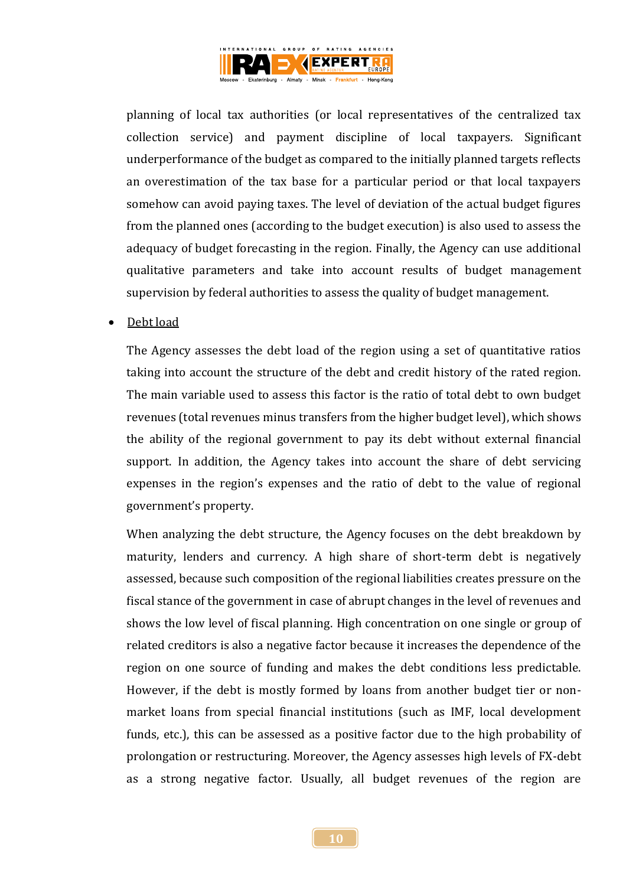planning of local tax authorities (or local representatives of the centralized tax collection service) and payment discipline of local taxpayers. Significant underperformance of the budget as compared to the initially planned targets reflects an overestimation of the tax base for a particular period or that local taxpayers somehow can avoid paying taxes. The level of deviation of the actual budget figures from the planned ones (according to the budget execution) is also used to assess the adequacy of budget forecasting in the region. Finally, the Agency can use additional qualitative parameters and take into account results of budget management supervision by federal authorities to assess the quality of budget management.

- Debt load

  The Agency assesses the debt load of the region using a set of quantitative ratios taking into account the structure of the debt and credit history of the rated region. The main variable used to assess this factor is the ratio of total debt to own budget revenues (total revenues minus transfers from the higher budget level), which shows the ability of the regional government to pay its debt without external financial support. In addition, the Agency takes into account the share of debt servicing expenses in the region's expenses and the ratio of debt to the value of regional government's property.

  When analyzing the debt structure, the Agency focuses on the debt breakdown by maturity, lenders and currency. A high share of short-term debt is negatively assessed, because such composition of the regional liabilities creates pressure on the fiscal stance of the government in case of abrupt changes in the level of revenues and shows the low level of fiscal planning. High concentration on one single or group of related creditors is also a negative factor because it increases the dependence of the region on one source of funding and makes the debt conditions less predictable. However, if the debt is mostly formed by loans from another budget tier or non-market loans from special financial institutions (such as IMF, local development funds, etc.), this can be assessed as a positive factor due to the high probability of prolongation or restructuring. Moreover, the Agency assesses high levels of FX-debt as a strong negative factor. Usually, all budget revenues of the region are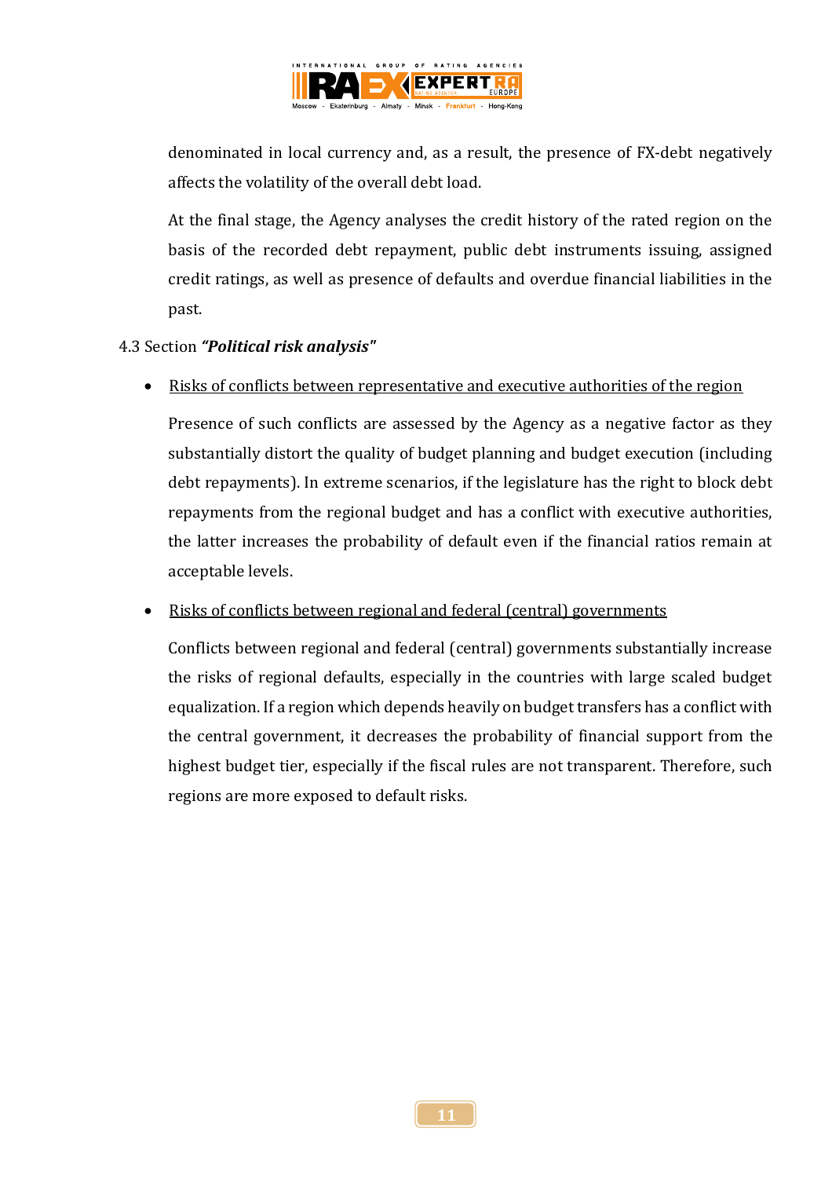denominated in local currency and, as a result, the presence of FX-debt negatively affects the volatility of the overall debt load.

At the final stage, the Agency analyses the credit history of the rated region on the basis of the recorded debt repayment, public debt instruments issuing, assigned credit ratings, as well as presence of defaults and overdue financial liabilities in the past.

4.3 Section ***"Political risk analysis"***

- Risks of conflicts between representative and executive authorities of the region

  Presence of such conflicts are assessed by the Agency as a negative factor as they substantially distort the quality of budget planning and budget execution (including debt repayments). In extreme scenarios, if the legislature has the right to block debt repayments from the regional budget and has a conflict with executive authorities, the latter increases the probability of default even if the financial ratios remain at acceptable levels.

- Risks of conflicts between regional and federal (central) governments

  Conflicts between regional and federal (central) governments substantially increase the risks of regional defaults, especially in the countries with large scaled budget equalization. If a region which depends heavily on budget transfers has a conflict with the central government, it decreases the probability of financial support from the highest budget tier, especially if the fiscal rules are not transparent. Therefore, such regions are more exposed to default risks.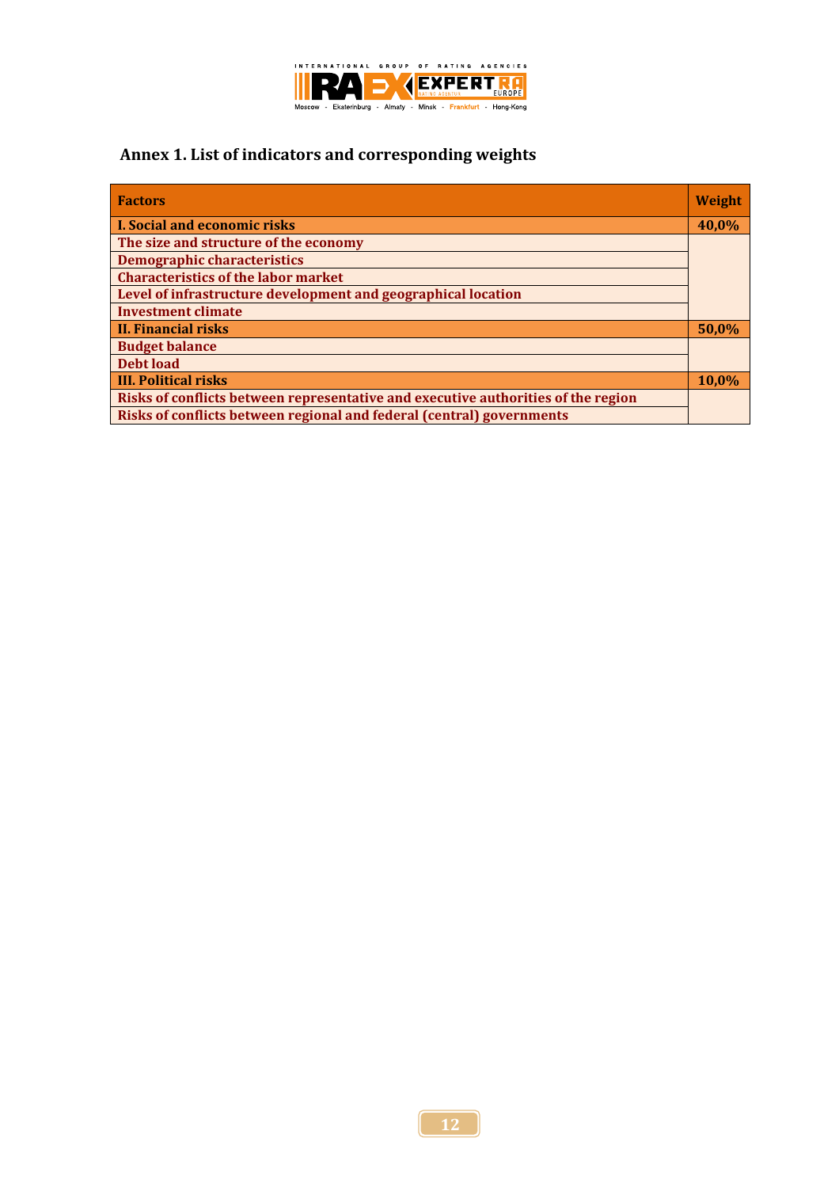## Annex 1. List of indicators and corresponding weights

| Factors | Weight |
| --- | --- |
| **I. Social and economic risks** | **40,0%** |
| The size and structure of the economy | |
| Demographic characteristics | |
| Characteristics of the labor market | |
| Level of infrastructure development and geographical location | |
| Investment climate | |
| **II. Financial risks** | **50,0%** |
| Budget balance | |
| Debt load | |
| **III. Political risks** | **10,0%** |
| Risks of conflicts between representative and executive authorities of the region | |
| Risks of conflicts between regional and federal (central) governments | |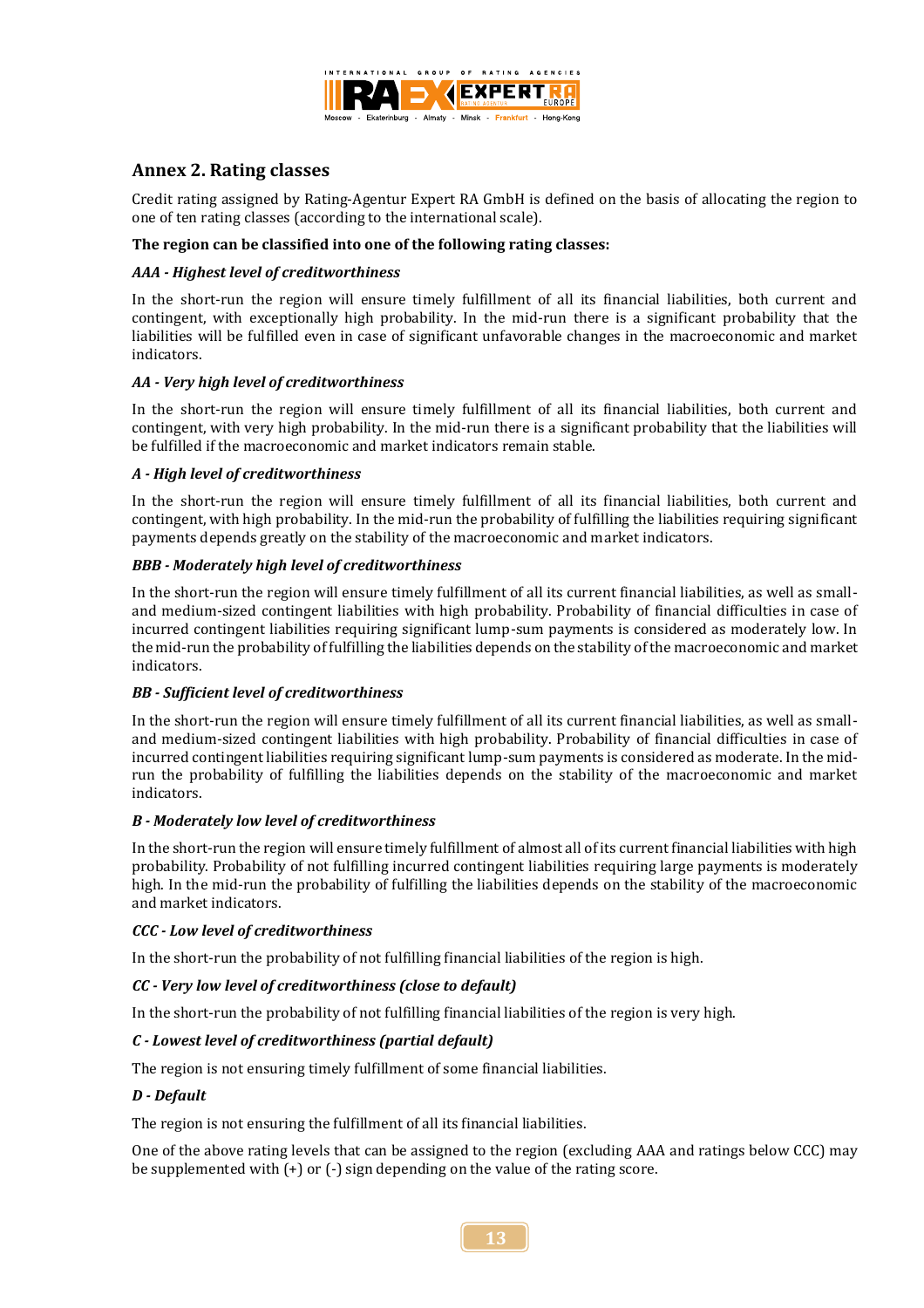## Annex 2. Rating classes

Credit rating assigned by Rating-Agentur Expert RA GmbH is defined on the basis of allocating the region to one of ten rating classes (according to the international scale).

**The region can be classified into one of the following rating classes:**

***AAA - Highest level of creditworthiness***

In the short-run the region will ensure timely fulfillment of all its financial liabilities, both current and contingent, with exceptionally high probability. In the mid-run there is a significant probability that the liabilities will be fulfilled even in case of significant unfavorable changes in the macroeconomic and market indicators.

***AA - Very high level of creditworthiness***

In the short-run the region will ensure timely fulfillment of all its financial liabilities, both current and contingent, with very high probability. In the mid-run there is a significant probability that the liabilities will be fulfilled if the macroeconomic and market indicators remain stable.

***A - High level of creditworthiness***

In the short-run the region will ensure timely fulfillment of all its financial liabilities, both current and contingent, with high probability. In the mid-run the probability of fulfilling the liabilities requiring significant payments depends greatly on the stability of the macroeconomic and market indicators.

***BBB - Moderately high level of creditworthiness***

In the short-run the region will ensure timely fulfillment of all its current financial liabilities, as well as small- and medium-sized contingent liabilities with high probability. Probability of financial difficulties in case of incurred contingent liabilities requiring significant lump-sum payments is considered as moderately low. In the mid-run the probability of fulfilling the liabilities depends on the stability of the macroeconomic and market indicators.

***BB - Sufficient level of creditworthiness***

In the short-run the region will ensure timely fulfillment of all its current financial liabilities, as well as small- and medium-sized contingent liabilities with high probability. Probability of financial difficulties in case of incurred contingent liabilities requiring significant lump-sum payments is considered as moderate. In the mid-run the probability of fulfilling the liabilities depends on the stability of the macroeconomic and market indicators.

***B - Moderately low level of creditworthiness***

In the short-run the region will ensure timely fulfillment of almost all of its current financial liabilities with high probability. Probability of not fulfilling incurred contingent liabilities requiring large payments is moderately high. In the mid-run the probability of fulfilling the liabilities depends on the stability of the macroeconomic and market indicators.

***CCC - Low level of creditworthiness***

In the short-run the probability of not fulfilling financial liabilities of the region is high.

***CC - Very low level of creditworthiness (close to default)***

In the short-run the probability of not fulfilling financial liabilities of the region is very high.

***C - Lowest level of creditworthiness (partial default)***

The region is not ensuring timely fulfillment of some financial liabilities.

***D - Default***

The region is not ensuring the fulfillment of all its financial liabilities.

One of the above rating levels that can be assigned to the region (excluding AAA and ratings below CCC) may be supplemented with (+) or (-) sign depending on the value of the rating score.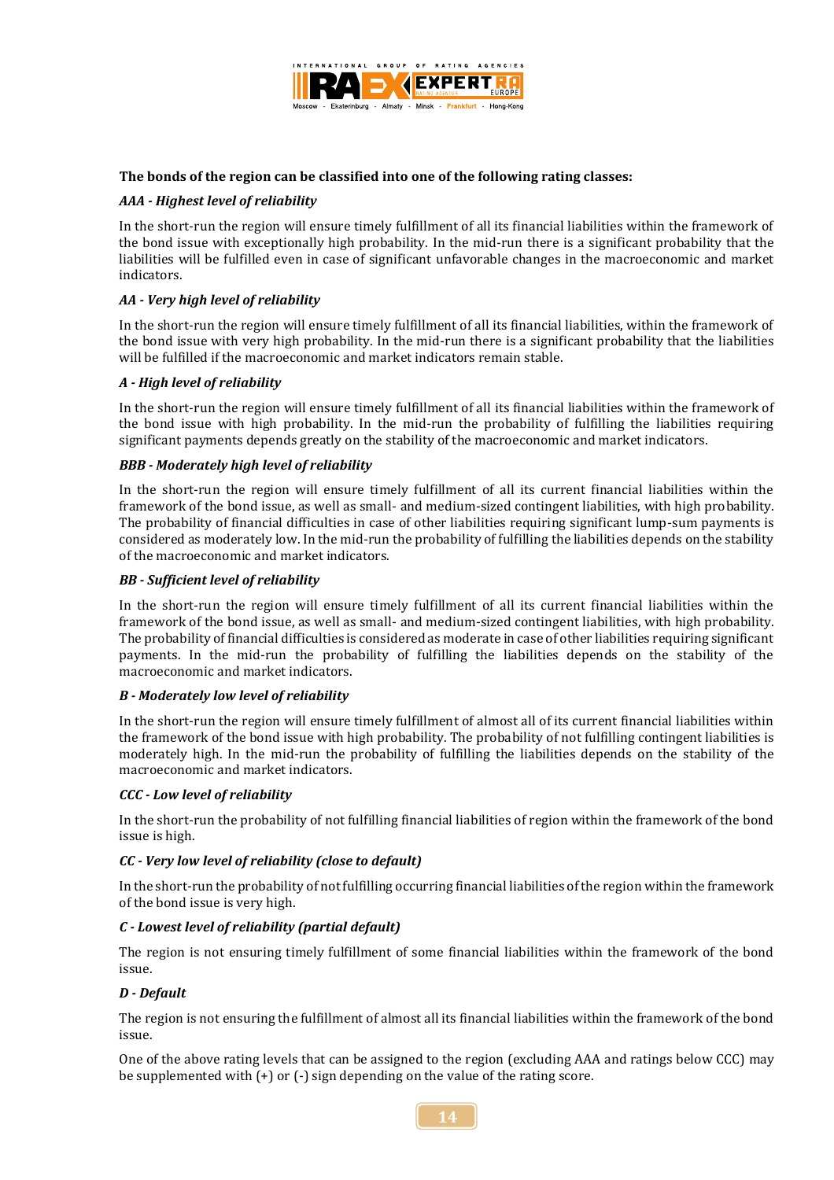**The bonds of the region can be classified into one of the following rating classes:**

***AAA - Highest level of reliability***

In the short-run the region will ensure timely fulfillment of all its financial liabilities within the framework of the bond issue with exceptionally high probability. In the mid-run there is a significant probability that the liabilities will be fulfilled even in case of significant unfavorable changes in the macroeconomic and market indicators.

***AA - Very high level of reliability***

In the short-run the region will ensure timely fulfillment of all its financial liabilities, within the framework of the bond issue with very high probability. In the mid-run there is a significant probability that the liabilities will be fulfilled if the macroeconomic and market indicators remain stable.

***A - High level of reliability***

In the short-run the region will ensure timely fulfillment of all its financial liabilities within the framework of the bond issue with high probability. In the mid-run the probability of fulfilling the liabilities requiring significant payments depends greatly on the stability of the macroeconomic and market indicators.

***BBB - Moderately high level of reliability***

In the short-run the region will ensure timely fulfillment of all its current financial liabilities within the framework of the bond issue, as well as small- and medium-sized contingent liabilities, with high probability. The probability of financial difficulties in case of other liabilities requiring significant lump-sum payments is considered as moderately low. In the mid-run the probability of fulfilling the liabilities depends on the stability of the macroeconomic and market indicators.

***BB - Sufficient level of reliability***

In the short-run the region will ensure timely fulfillment of all its current financial liabilities within the framework of the bond issue, as well as small- and medium-sized contingent liabilities, with high probability. The probability of financial difficulties is considered as moderate in case of other liabilities requiring significant payments. In the mid-run the probability of fulfilling the liabilities depends on the stability of the macroeconomic and market indicators.

***B - Moderately low level of reliability***

In the short-run the region will ensure timely fulfillment of almost all of its current financial liabilities within the framework of the bond issue with high probability. The probability of not fulfilling contingent liabilities is moderately high. In the mid-run the probability of fulfilling the liabilities depends on the stability of the macroeconomic and market indicators.

***CCC - Low level of reliability***

In the short-run the probability of not fulfilling financial liabilities of region within the framework of the bond issue is high.

***CC - Very low level of reliability (close to default)***

In the short-run the probability of not fulfilling occurring financial liabilities of the region within the framework of the bond issue is very high.

***C - Lowest level of reliability (partial default)***

The region is not ensuring timely fulfillment of some financial liabilities within the framework of the bond issue.

***D - Default***

The region is not ensuring the fulfillment of almost all its financial liabilities within the framework of the bond issue.

One of the above rating levels that can be assigned to the region (excluding AAA and ratings below CCC) may be supplemented with (+) or (-) sign depending on the value of the rating score.